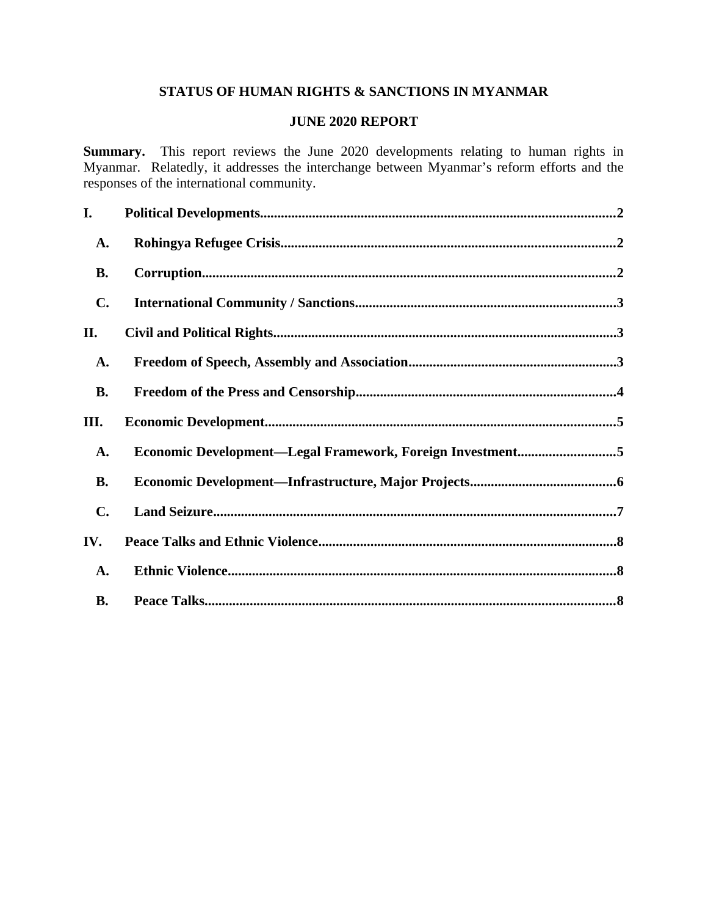# STATUS OF HUMAN RIGHTS & SANCTIONS IN MYANMAR

## JUNE 2020 REPORT

**Summary.** This report reviews the June 2020 developments relating to human rights in Myanmar. Relatedly, it addresses the interchange between Myanmar's reform efforts and the responses of the international community.

**I. Political Developments........................................................................................................2**

- **A. Rohingya Refugee Crisis...............................................................................................2**
- **B. Corruption.....................................................................................................................2**
- **C. International Community / Sanctions..........................................................................3**

**II. Civil and Political Rights.................................................................................................3**

- **A. Freedom of Speech, Assembly and Association...........................................................3**
- **B. Freedom of the Press and Censorship..........................................................................4**

**III. Economic Development....................................................................................................5**

- **A. Economic Development—Legal Framework, Foreign Investment............................5**
- **B. Economic Development—Infrastructure, Major Projects..........................................6**
- **C. Land Seizure..................................................................................................................7**

**IV. Peace Talks and Ethnic Violence.....................................................................................8**

- **A. Ethnic Violence..............................................................................................................8**
- **B. Peace Talks....................................................................................................................8**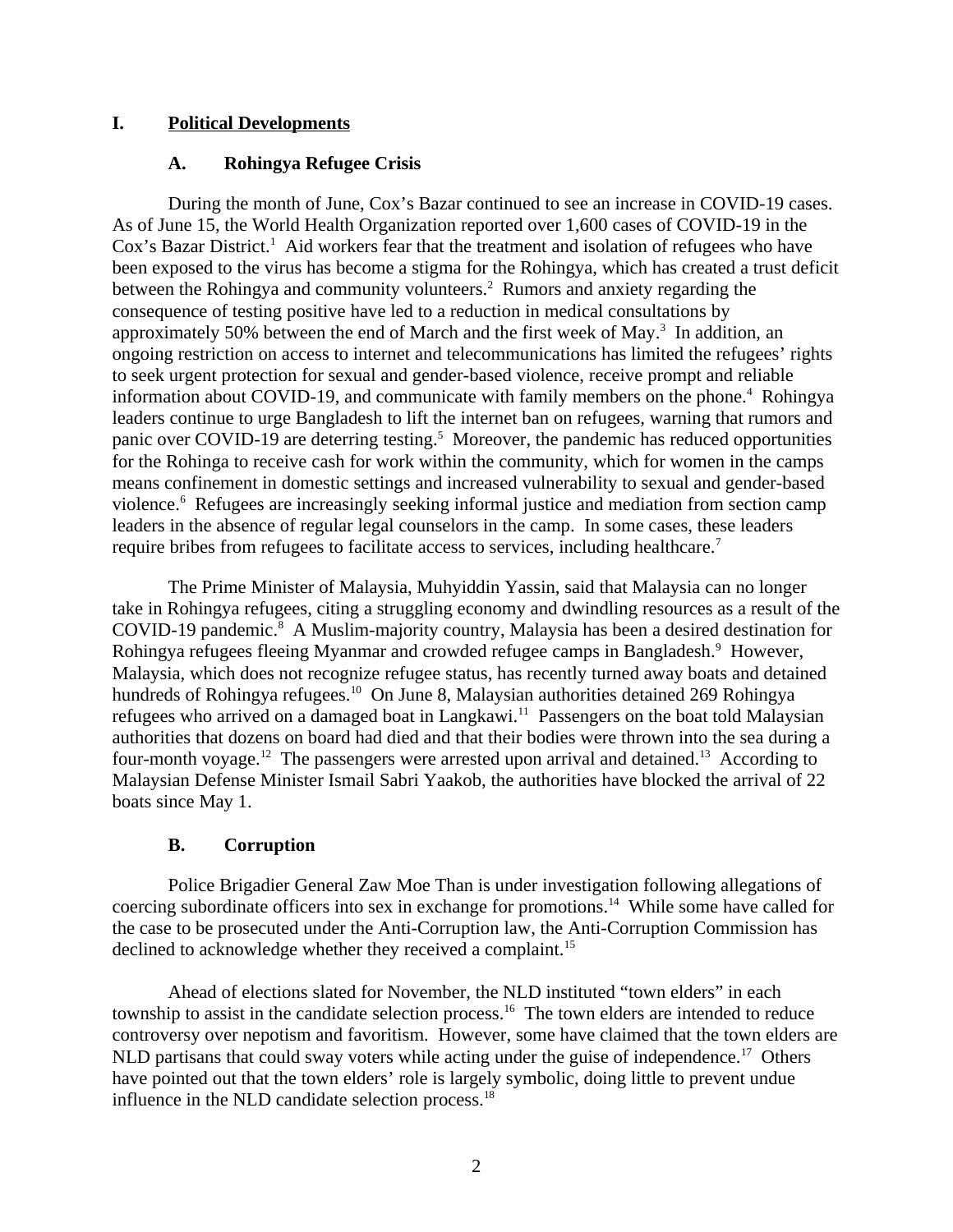# I. Political Developments

## A. Rohingya Refugee Crisis

During the month of June, Cox's Bazar continued to see an increase in COVID-19 cases. As of June 15, the World Health Organization reported over 1,600 cases of COVID-19 in the Cox's Bazar District.[1] Aid workers fear that the treatment and isolation of refugees who have been exposed to the virus has become a stigma for the Rohingya, which has created a trust deficit between the Rohingya and community volunteers.[2] Rumors and anxiety regarding the consequence of testing positive have led to a reduction in medical consultations by approximately 50% between the end of March and the first week of May.[3] In addition, an ongoing restriction on access to internet and telecommunications has limited the refugees' rights to seek urgent protection for sexual and gender-based violence, receive prompt and reliable information about COVID-19, and communicate with family members on the phone.[4] Rohingya leaders continue to urge Bangladesh to lift the internet ban on refugees, warning that rumors and panic over COVID-19 are deterring testing.[5] Moreover, the pandemic has reduced opportunities for the Rohinga to receive cash for work within the community, which for women in the camps means confinement in domestic settings and increased vulnerability to sexual and gender-based violence.[6] Refugees are increasingly seeking informal justice and mediation from section camp leaders in the absence of regular legal counselors in the camp. In some cases, these leaders require bribes from refugees to facilitate access to services, including healthcare.[7]

The Prime Minister of Malaysia, Muhyiddin Yassin, said that Malaysia can no longer take in Rohingya refugees, citing a struggling economy and dwindling resources as a result of the COVID-19 pandemic.[8] A Muslim-majority country, Malaysia has been a desired destination for Rohingya refugees fleeing Myanmar and crowded refugee camps in Bangladesh.[9] However, Malaysia, which does not recognize refugee status, has recently turned away boats and detained hundreds of Rohingya refugees.[10] On June 8, Malaysian authorities detained 269 Rohingya refugees who arrived on a damaged boat in Langkawi.[11] Passengers on the boat told Malaysian authorities that dozens on board had died and that their bodies were thrown into the sea during a four-month voyage.[12] The passengers were arrested upon arrival and detained.[13] According to Malaysian Defense Minister Ismail Sabri Yaakob, the authorities have blocked the arrival of 22 boats since May 1.

## B. Corruption

Police Brigadier General Zaw Moe Than is under investigation following allegations of coercing subordinate officers into sex in exchange for promotions.[14] While some have called for the case to be prosecuted under the Anti-Corruption law, the Anti-Corruption Commission has declined to acknowledge whether they received a complaint.[15]

Ahead of elections slated for November, the NLD instituted "town elders" in each township to assist in the candidate selection process.[16] The town elders are intended to reduce controversy over nepotism and favoritism. However, some have claimed that the town elders are NLD partisans that could sway voters while acting under the guise of independence.[17] Others have pointed out that the town elders' role is largely symbolic, doing little to prevent undue influence in the NLD candidate selection process.[18]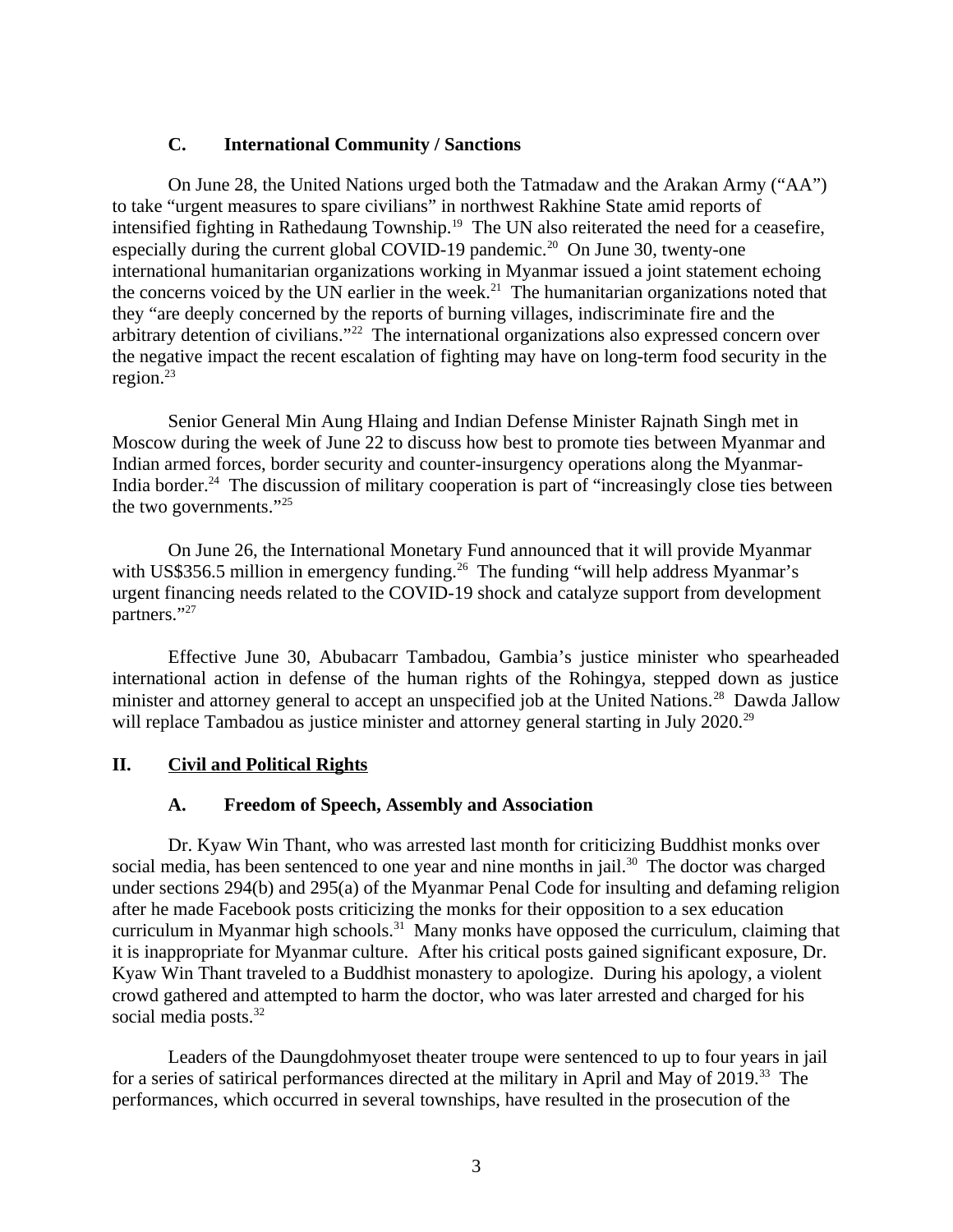### C. International Community / Sanctions

On June 28, the United Nations urged both the Tatmadaw and the Arakan Army ("AA") to take "urgent measures to spare civilians" in northwest Rakhine State amid reports of intensified fighting in Rathedaung Township.[19] The UN also reiterated the need for a ceasefire, especially during the current global COVID-19 pandemic.[20] On June 30, twenty-one international humanitarian organizations working in Myanmar issued a joint statement echoing the concerns voiced by the UN earlier in the week.[21] The humanitarian organizations noted that they "are deeply concerned by the reports of burning villages, indiscriminate fire and the arbitrary detention of civilians."[22] The international organizations also expressed concern over the negative impact the recent escalation of fighting may have on long-term food security in the region.[23]

Senior General Min Aung Hlaing and Indian Defense Minister Rajnath Singh met in Moscow during the week of June 22 to discuss how best to promote ties between Myanmar and Indian armed forces, border security and counter-insurgency operations along the Myanmar-India border.[24] The discussion of military cooperation is part of "increasingly close ties between the two governments."[25]

On June 26, the International Monetary Fund announced that it will provide Myanmar with US$356.5 million in emergency funding.[26] The funding "will help address Myanmar's urgent financing needs related to the COVID-19 shock and catalyze support from development partners."[27]

Effective June 30, Abubacarr Tambadou, Gambia's justice minister who spearheaded international action in defense of the human rights of the Rohingya, stepped down as justice minister and attorney general to accept an unspecified job at the United Nations.[28] Dawda Jallow will replace Tambadou as justice minister and attorney general starting in July 2020.[29]

## II. Civil and Political Rights

### A. Freedom of Speech, Assembly and Association

Dr. Kyaw Win Thant, who was arrested last month for criticizing Buddhist monks over social media, has been sentenced to one year and nine months in jail.[30] The doctor was charged under sections 294(b) and 295(a) of the Myanmar Penal Code for insulting and defaming religion after he made Facebook posts criticizing the monks for their opposition to a sex education curriculum in Myanmar high schools.[31] Many monks have opposed the curriculum, claiming that it is inappropriate for Myanmar culture. After his critical posts gained significant exposure, Dr. Kyaw Win Thant traveled to a Buddhist monastery to apologize. During his apology, a violent crowd gathered and attempted to harm the doctor, who was later arrested and charged for his social media posts.[32]

Leaders of the Daungdohmyoset theater troupe were sentenced to up to four years in jail for a series of satirical performances directed at the military in April and May of 2019.[33] The performances, which occurred in several townships, have resulted in the prosecution of the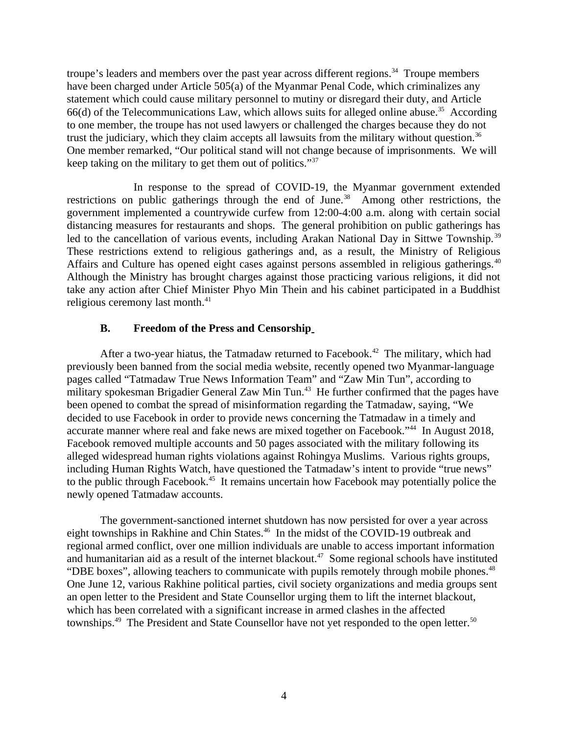troupe's leaders and members over the past year across different regions.[34] Troupe members have been charged under Article 505(a) of the Myanmar Penal Code, which criminalizes any statement which could cause military personnel to mutiny or disregard their duty, and Article 66(d) of the Telecommunications Law, which allows suits for alleged online abuse.[35] According to one member, the troupe has not used lawyers or challenged the charges because they do not trust the judiciary, which they claim accepts all lawsuits from the military without question.[36] One member remarked, "Our political stand will not change because of imprisonments. We will keep taking on the military to get them out of politics."[37]

In response to the spread of COVID-19, the Myanmar government extended restrictions on public gatherings through the end of June.[38] Among other restrictions, the government implemented a countrywide curfew from 12:00-4:00 a.m. along with certain social distancing measures for restaurants and shops. The general prohibition on public gatherings has led to the cancellation of various events, including Arakan National Day in Sittwe Township.[39] These restrictions extend to religious gatherings and, as a result, the Ministry of Religious Affairs and Culture has opened eight cases against persons assembled in religious gatherings.[40] Although the Ministry has brought charges against those practicing various religions, it did not take any action after Chief Minister Phyo Min Thein and his cabinet participated in a Buddhist religious ceremony last month.[41]

### B. Freedom of the Press and Censorship

After a two-year hiatus, the Tatmadaw returned to Facebook.[42] The military, which had previously been banned from the social media website, recently opened two Myanmar-language pages called "Tatmadaw True News Information Team" and "Zaw Min Tun", according to military spokesman Brigadier General Zaw Min Tun.[43] He further confirmed that the pages have been opened to combat the spread of misinformation regarding the Tatmadaw, saying, "We decided to use Facebook in order to provide news concerning the Tatmadaw in a timely and accurate manner where real and fake news are mixed together on Facebook."[44] In August 2018, Facebook removed multiple accounts and 50 pages associated with the military following its alleged widespread human rights violations against Rohingya Muslims. Various rights groups, including Human Rights Watch, have questioned the Tatmadaw's intent to provide "true news" to the public through Facebook.[45] It remains uncertain how Facebook may potentially police the newly opened Tatmadaw accounts.

The government-sanctioned internet shutdown has now persisted for over a year across eight townships in Rakhine and Chin States.[46] In the midst of the COVID-19 outbreak and regional armed conflict, over one million individuals are unable to access important information and humanitarian aid as a result of the internet blackout.[47] Some regional schools have instituted "DBE boxes", allowing teachers to communicate with pupils remotely through mobile phones.[48] One June 12, various Rakhine political parties, civil society organizations and media groups sent an open letter to the President and State Counsellor urging them to lift the internet blackout, which has been correlated with a significant increase in armed clashes in the affected townships.[49] The President and State Counsellor have not yet responded to the open letter.[50]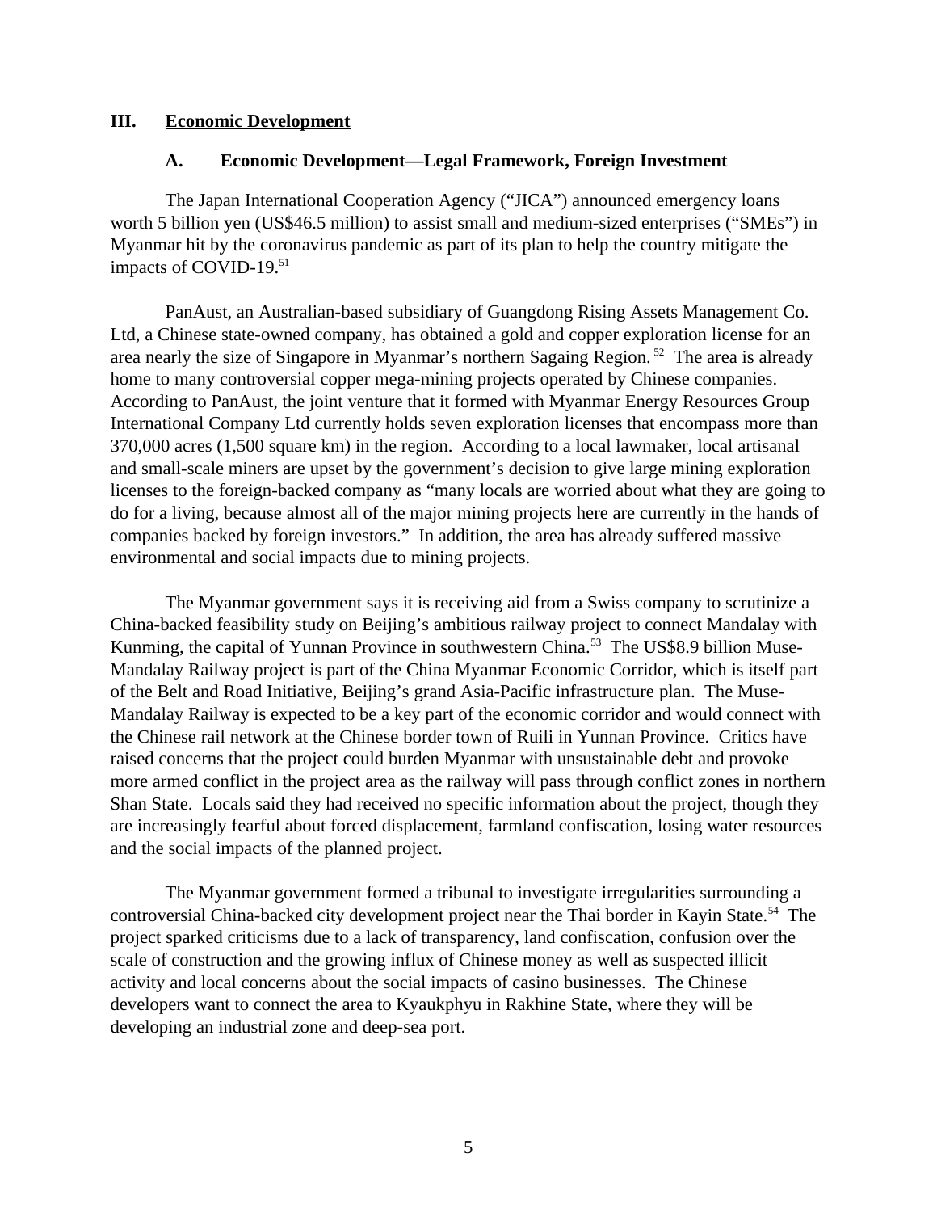## III. Economic Development

### A. Economic Development—Legal Framework, Foreign Investment

The Japan International Cooperation Agency ("JICA") announced emergency loans worth 5 billion yen (US$46.5 million) to assist small and medium-sized enterprises ("SMEs") in Myanmar hit by the coronavirus pandemic as part of its plan to help the country mitigate the impacts of COVID-19.[51]

PanAust, an Australian-based subsidiary of Guangdong Rising Assets Management Co. Ltd, a Chinese state-owned company, has obtained a gold and copper exploration license for an area nearly the size of Singapore in Myanmar's northern Sagaing Region.[52] The area is already home to many controversial copper mega-mining projects operated by Chinese companies. According to PanAust, the joint venture that it formed with Myanmar Energy Resources Group International Company Ltd currently holds seven exploration licenses that encompass more than 370,000 acres (1,500 square km) in the region. According to a local lawmaker, local artisanal and small-scale miners are upset by the government's decision to give large mining exploration licenses to the foreign-backed company as "many locals are worried about what they are going to do for a living, because almost all of the major mining projects here are currently in the hands of companies backed by foreign investors." In addition, the area has already suffered massive environmental and social impacts due to mining projects.

The Myanmar government says it is receiving aid from a Swiss company to scrutinize a China-backed feasibility study on Beijing's ambitious railway project to connect Mandalay with Kunming, the capital of Yunnan Province in southwestern China.[53] The US$8.9 billion Muse-Mandalay Railway project is part of the China Myanmar Economic Corridor, which is itself part of the Belt and Road Initiative, Beijing's grand Asia-Pacific infrastructure plan. The Muse-Mandalay Railway is expected to be a key part of the economic corridor and would connect with the Chinese rail network at the Chinese border town of Ruili in Yunnan Province. Critics have raised concerns that the project could burden Myanmar with unsustainable debt and provoke more armed conflict in the project area as the railway will pass through conflict zones in northern Shan State. Locals said they had received no specific information about the project, though they are increasingly fearful about forced displacement, farmland confiscation, losing water resources and the social impacts of the planned project.

The Myanmar government formed a tribunal to investigate irregularities surrounding a controversial China-backed city development project near the Thai border in Kayin State.[54] The project sparked criticisms due to a lack of transparency, land confiscation, confusion over the scale of construction and the growing influx of Chinese money as well as suspected illicit activity and local concerns about the social impacts of casino businesses. The Chinese developers want to connect the area to Kyaukphyu in Rakhine State, where they will be developing an industrial zone and deep-sea port.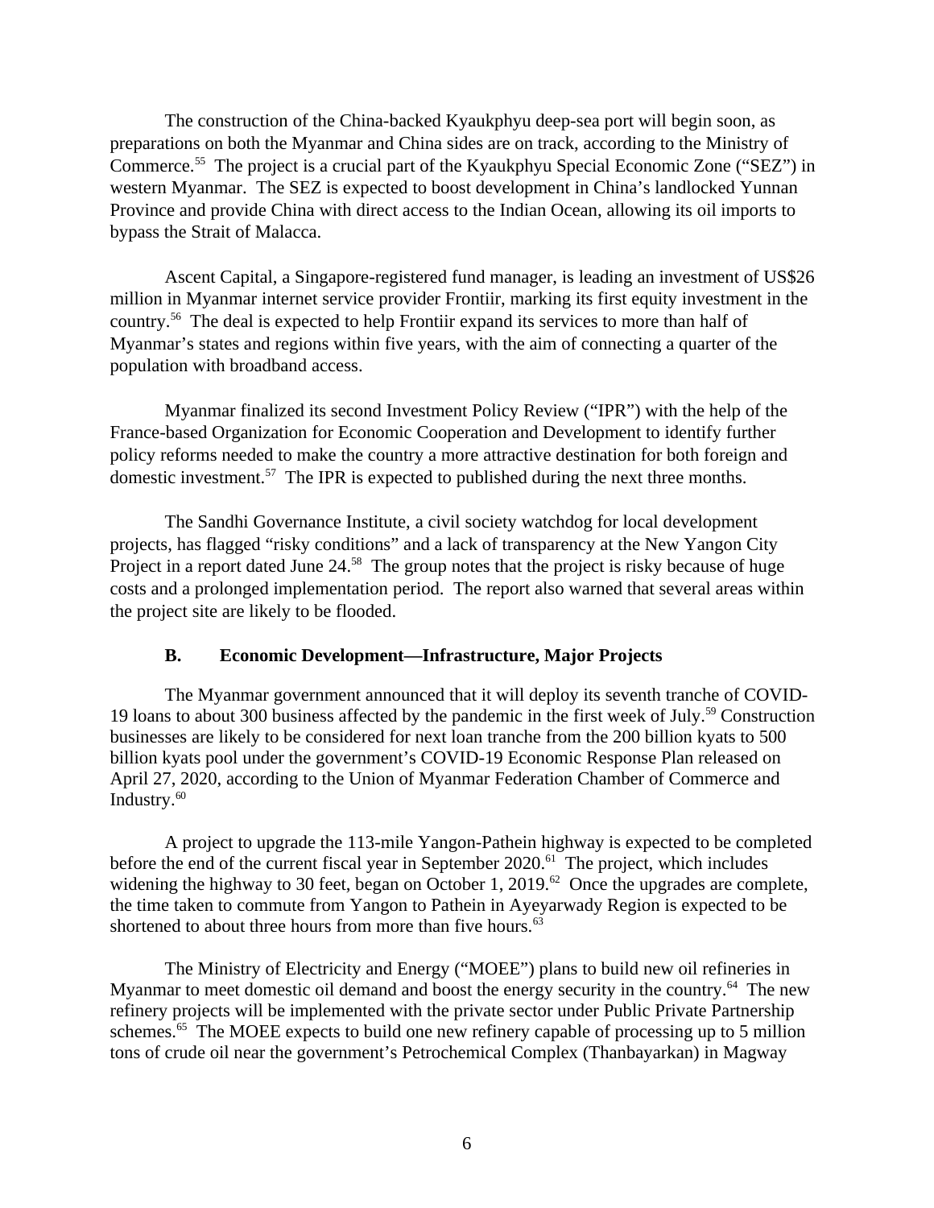The construction of the China-backed Kyaukphyu deep-sea port will begin soon, as preparations on both the Myanmar and China sides are on track, according to the Ministry of Commerce.[55] The project is a crucial part of the Kyaukphyu Special Economic Zone ("SEZ") in western Myanmar. The SEZ is expected to boost development in China's landlocked Yunnan Province and provide China with direct access to the Indian Ocean, allowing its oil imports to bypass the Strait of Malacca.

Ascent Capital, a Singapore-registered fund manager, is leading an investment of US$26 million in Myanmar internet service provider Frontiir, marking its first equity investment in the country.[56] The deal is expected to help Frontiir expand its services to more than half of Myanmar's states and regions within five years, with the aim of connecting a quarter of the population with broadband access.

Myanmar finalized its second Investment Policy Review ("IPR") with the help of the France-based Organization for Economic Cooperation and Development to identify further policy reforms needed to make the country a more attractive destination for both foreign and domestic investment.[57] The IPR is expected to published during the next three months.

The Sandhi Governance Institute, a civil society watchdog for local development projects, has flagged "risky conditions" and a lack of transparency at the New Yangon City Project in a report dated June 24.[58] The group notes that the project is risky because of huge costs and a prolonged implementation period. The report also warned that several areas within the project site are likely to be flooded.

### B. Economic Development—Infrastructure, Major Projects

The Myanmar government announced that it will deploy its seventh tranche of COVID-19 loans to about 300 business affected by the pandemic in the first week of July.[59] Construction businesses are likely to be considered for next loan tranche from the 200 billion kyats to 500 billion kyats pool under the government's COVID-19 Economic Response Plan released on April 27, 2020, according to the Union of Myanmar Federation Chamber of Commerce and Industry.[60]

A project to upgrade the 113-mile Yangon-Pathein highway is expected to be completed before the end of the current fiscal year in September 2020.[61] The project, which includes widening the highway to 30 feet, began on October 1, 2019.[62] Once the upgrades are complete, the time taken to commute from Yangon to Pathein in Ayeyarwady Region is expected to be shortened to about three hours from more than five hours.[63]

The Ministry of Electricity and Energy ("MOEE") plans to build new oil refineries in Myanmar to meet domestic oil demand and boost the energy security in the country.[64] The new refinery projects will be implemented with the private sector under Public Private Partnership schemes.[65] The MOEE expects to build one new refinery capable of processing up to 5 million tons of crude oil near the government's Petrochemical Complex (Thanbayarkan) in Magway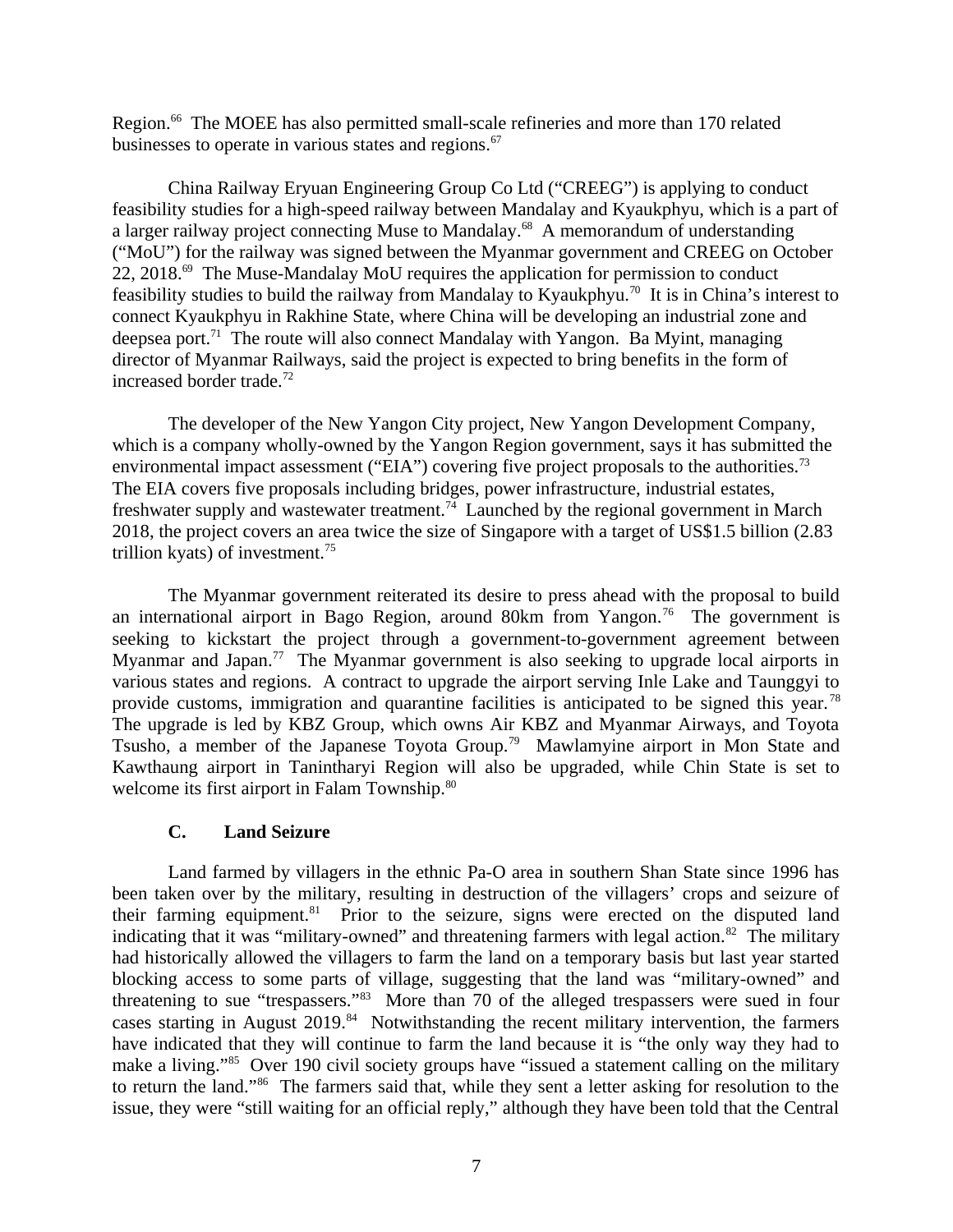Region.[66] The MOEE has also permitted small-scale refineries and more than 170 related businesses to operate in various states and regions.[67]

China Railway Eryuan Engineering Group Co Ltd ("CREEG") is applying to conduct feasibility studies for a high-speed railway between Mandalay and Kyaukphyu, which is a part of a larger railway project connecting Muse to Mandalay.[68] A memorandum of understanding ("MoU") for the railway was signed between the Myanmar government and CREEG on October 22, 2018.[69] The Muse-Mandalay MoU requires the application for permission to conduct feasibility studies to build the railway from Mandalay to Kyaukphyu.[70] It is in China's interest to connect Kyaukphyu in Rakhine State, where China will be developing an industrial zone and deepsea port.[71] The route will also connect Mandalay with Yangon. Ba Myint, managing director of Myanmar Railways, said the project is expected to bring benefits in the form of increased border trade.[72]

The developer of the New Yangon City project, New Yangon Development Company, which is a company wholly-owned by the Yangon Region government, says it has submitted the environmental impact assessment ("EIA") covering five project proposals to the authorities.[73] The EIA covers five proposals including bridges, power infrastructure, industrial estates, freshwater supply and wastewater treatment.[74] Launched by the regional government in March 2018, the project covers an area twice the size of Singapore with a target of US$1.5 billion (2.83 trillion kyats) of investment.[75]

The Myanmar government reiterated its desire to press ahead with the proposal to build an international airport in Bago Region, around 80km from Yangon.[76] The government is seeking to kickstart the project through a government-to-government agreement between Myanmar and Japan.[77] The Myanmar government is also seeking to upgrade local airports in various states and regions. A contract to upgrade the airport serving Inle Lake and Taunggyi to provide customs, immigration and quarantine facilities is anticipated to be signed this year.[78] The upgrade is led by KBZ Group, which owns Air KBZ and Myanmar Airways, and Toyota Tsusho, a member of the Japanese Toyota Group.[79] Mawlamyine airport in Mon State and Kawthaung airport in Tanintharyi Region will also be upgraded, while Chin State is set to welcome its first airport in Falam Township.[80]

### C. Land Seizure

Land farmed by villagers in the ethnic Pa-O area in southern Shan State since 1996 has been taken over by the military, resulting in destruction of the villagers' crops and seizure of their farming equipment.[81] Prior to the seizure, signs were erected on the disputed land indicating that it was "military-owned" and threatening farmers with legal action.[82] The military had historically allowed the villagers to farm the land on a temporary basis but last year started blocking access to some parts of village, suggesting that the land was "military-owned" and threatening to sue "trespassers."[83] More than 70 of the alleged trespassers were sued in four cases starting in August 2019.[84] Notwithstanding the recent military intervention, the farmers have indicated that they will continue to farm the land because it is "the only way they had to make a living."[85] Over 190 civil society groups have "issued a statement calling on the military to return the land."[86] The farmers said that, while they sent a letter asking for resolution to the issue, they were "still waiting for an official reply," although they have been told that the Central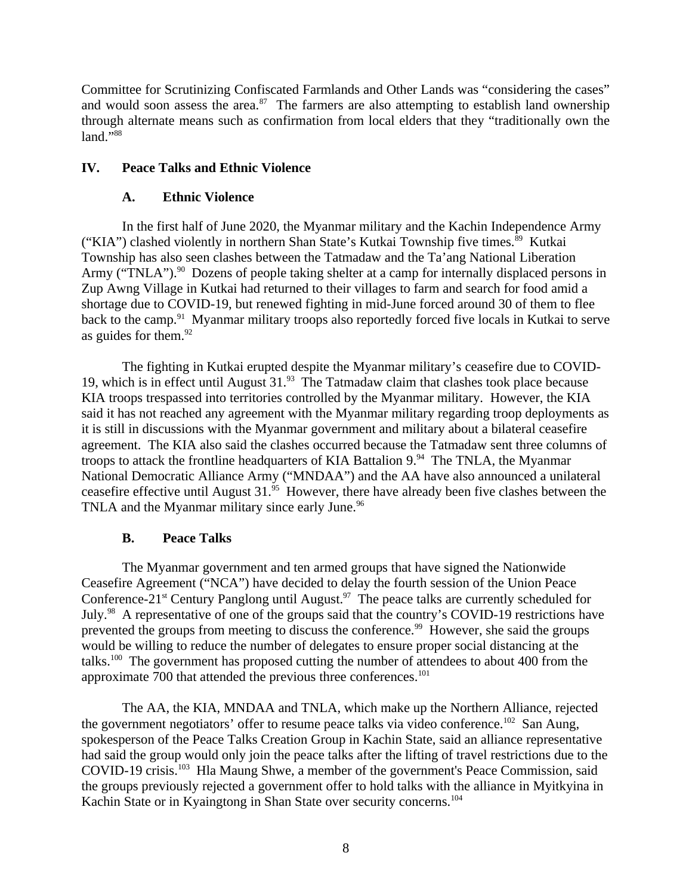Committee for Scrutinizing Confiscated Farmlands and Other Lands was "considering the cases" and would soon assess the area.[87] The farmers are also attempting to establish land ownership through alternate means such as confirmation from local elders that they "traditionally own the land."[88]

## IV. Peace Talks and Ethnic Violence

### A. Ethnic Violence

In the first half of June 2020, the Myanmar military and the Kachin Independence Army ("KIA") clashed violently in northern Shan State's Kutkai Township five times.[89] Kutkai Township has also seen clashes between the Tatmadaw and the Ta'ang National Liberation Army ("TNLA").[90] Dozens of people taking shelter at a camp for internally displaced persons in Zup Awng Village in Kutkai had returned to their villages to farm and search for food amid a shortage due to COVID-19, but renewed fighting in mid-June forced around 30 of them to flee back to the camp.[91] Myanmar military troops also reportedly forced five locals in Kutkai to serve as guides for them.[92]

The fighting in Kutkai erupted despite the Myanmar military's ceasefire due to COVID-19, which is in effect until August 31.[93] The Tatmadaw claim that clashes took place because KIA troops trespassed into territories controlled by the Myanmar military. However, the KIA said it has not reached any agreement with the Myanmar military regarding troop deployments as it is still in discussions with the Myanmar government and military about a bilateral ceasefire agreement. The KIA also said the clashes occurred because the Tatmadaw sent three columns of troops to attack the frontline headquarters of KIA Battalion 9.[94] The TNLA, the Myanmar National Democratic Alliance Army ("MNDAA") and the AA have also announced a unilateral ceasefire effective until August 31.[95] However, there have already been five clashes between the TNLA and the Myanmar military since early June.[96]

### B. Peace Talks

The Myanmar government and ten armed groups that have signed the Nationwide Ceasefire Agreement ("NCA") have decided to delay the fourth session of the Union Peace Conference-21st Century Panglong until August.[97] The peace talks are currently scheduled for July.[98] A representative of one of the groups said that the country's COVID-19 restrictions have prevented the groups from meeting to discuss the conference.[99] However, she said the groups would be willing to reduce the number of delegates to ensure proper social distancing at the talks.[100] The government has proposed cutting the number of attendees to about 400 from the approximate 700 that attended the previous three conferences.[101]

The AA, the KIA, MNDAA and TNLA, which make up the Northern Alliance, rejected the government negotiators' offer to resume peace talks via video conference.[102] San Aung, spokesperson of the Peace Talks Creation Group in Kachin State, said an alliance representative had said the group would only join the peace talks after the lifting of travel restrictions due to the COVID-19 crisis.[103] Hla Maung Shwe, a member of the government's Peace Commission, said the groups previously rejected a government offer to hold talks with the alliance in Myitkyina in Kachin State or in Kyaingtong in Shan State over security concerns.[104]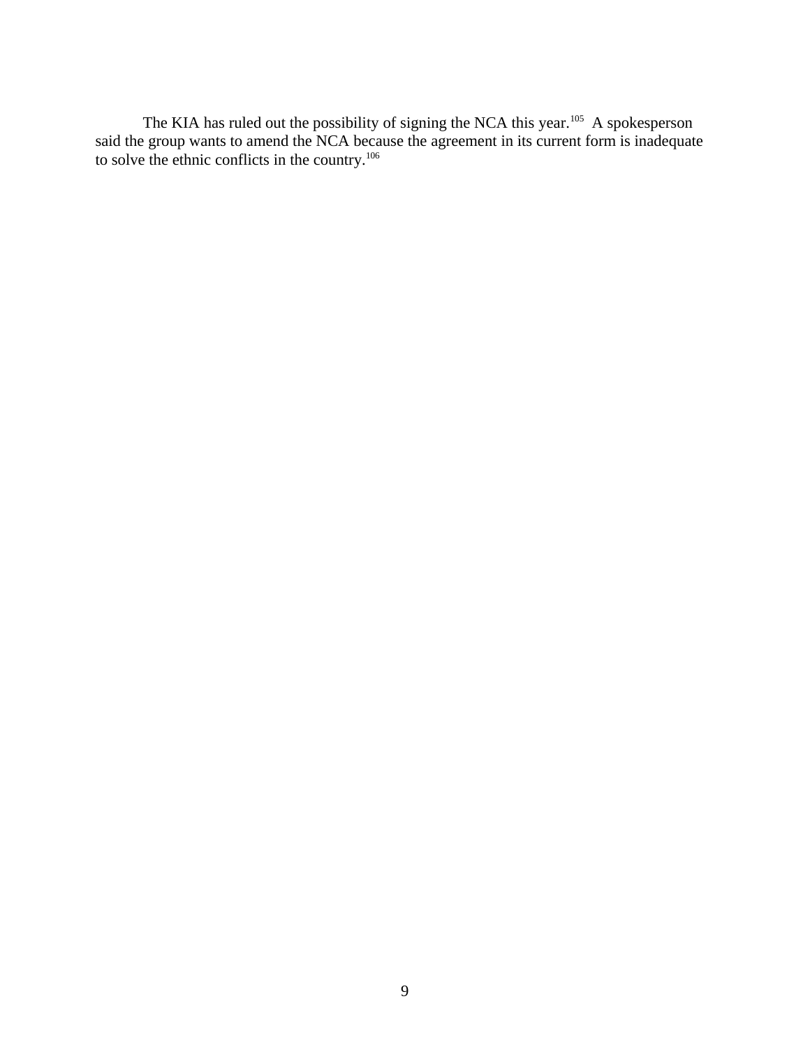The KIA has ruled out the possibility of signing the NCA this year.[105] A spokesperson said the group wants to amend the NCA because the agreement in its current form is inadequate to solve the ethnic conflicts in the country.[106]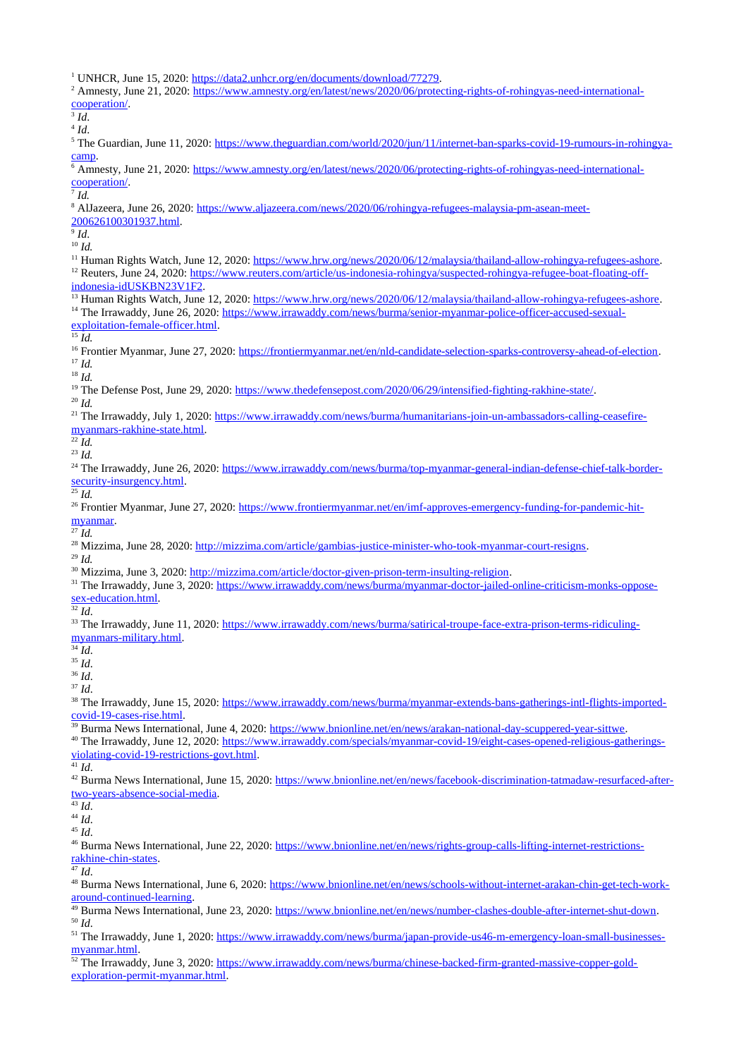[1] UNHCR, June 15, 2020: https://data2.unhcr.org/en/documents/download/77279.

[2] Amnesty, June 21, 2020: https://www.amnesty.org/en/latest/news/2020/06/protecting-rights-of-rohingyas-need-international-cooperation/.

[3] *Id.*

[4] *Id.*

[5] The Guardian, June 11, 2020: https://www.theguardian.com/world/2020/jun/11/internet-ban-sparks-covid-19-rumours-in-rohingya-camp.

[6] Amnesty, June 21, 2020: https://www.amnesty.org/en/latest/news/2020/06/protecting-rights-of-rohingyas-need-international-cooperation/.

[7] *Id.*

[8] AlJazeera, June 26, 2020: https://www.aljazeera.com/news/2020/06/rohingya-refugees-malaysia-pm-asean-meet-200626100301937.html.

[9] *Id.*

[10] *Id.*

[11] Human Rights Watch, June 12, 2020: https://www.hrw.org/news/2020/06/12/malaysia/thailand-allow-rohingya-refugees-ashore.

[12] Reuters, June 24, 2020: https://www.reuters.com/article/us-indonesia-rohingya/suspected-rohingya-refugee-boat-floating-off-indonesia-idUSKBN23V1F2.

[13] Human Rights Watch, June 12, 2020: https://www.hrw.org/news/2020/06/12/malaysia/thailand-allow-rohingya-refugees-ashore.

[14] The Irrawaddy, June 26, 2020: https://www.irrawaddy.com/news/burma/senior-myanmar-police-officer-accused-sexual-exploitation-female-officer.html.

[15] *Id.*

[16] Frontier Myanmar, June 27, 2020: https://frontiermyanmar.net/en/nld-candidate-selection-sparks-controversy-ahead-of-election.

[17] *Id.*

[18] *Id.*

[19] The Defense Post, June 29, 2020: https://www.thedefensepost.com/2020/06/29/intensified-fighting-rakhine-state/.

[20] *Id.*

[21] The Irrawaddy, July 1, 2020: https://www.irrawaddy.com/news/burma/humanitarians-join-un-ambassadors-calling-ceasefire-myanmars-rakhine-state.html.

[22] *Id.*

[23] *Id.*

[24] The Irrawaddy, June 26, 2020: https://www.irrawaddy.com/news/burma/top-myanmar-general-indian-defense-chief-talk-border-security-insurgency.html.

[25] *Id.*

[26] Frontier Myanmar, June 27, 2020: https://www.frontiermyanmar.net/en/imf-approves-emergency-funding-for-pandemic-hit-myanmar.

[27] *Id.*

[28] Mizzima, June 28, 2020: http://mizzima.com/article/gambias-justice-minister-who-took-myanmar-court-resigns.

[29] *Id.*

[30] Mizzima, June 3, 2020: http://mizzima.com/article/doctor-given-prison-term-insulting-religion.

[31] The Irrawaddy, June 3, 2020: https://www.irrawaddy.com/news/burma/myanmar-doctor-jailed-online-criticism-monks-oppose-sex-education.html.

[32] *Id.*

[33] The Irrawaddy, June 11, 2020: https://www.irrawaddy.com/news/burma/satirical-troupe-face-extra-prison-terms-ridiculing-myanmars-military.html.

[34] *Id.*

[35] *Id.*

[36] *Id.*

[37] *Id.*

[38] The Irrawaddy, June 15, 2020: https://www.irrawaddy.com/news/burma/myanmar-extends-bans-gatherings-intl-flights-imported-covid-19-cases-rise.html.

[39] Burma News International, June 4, 2020: https://www.bnionline.net/en/news/arakan-national-day-scuppered-year-sittwe.

[40] The Irrawaddy, June 12, 2020: https://www.irrawaddy.com/specials/myanmar-covid-19/eight-cases-opened-religious-gatherings-violating-covid-19-restrictions-govt.html.

[41] *Id.*

[42] Burma News International, June 15, 2020: https://www.bnionline.net/en/news/facebook-discrimination-tatmadaw-resurfaced-after-two-years-absence-social-media.

[43] *Id.*

[44] *Id.*

[45] *Id.*

[46] Burma News International, June 22, 2020: https://www.bnionline.net/en/news/rights-group-calls-lifting-internet-restrictions-rakhine-chin-states.

[47] *Id.*

[48] Burma News International, June 6, 2020: https://www.bnionline.net/en/news/schools-without-internet-arakan-chin-get-tech-work-around-continued-learning.

[49] Burma News International, June 23, 2020: https://www.bnionline.net/en/news/number-clashes-double-after-internet-shut-down.

[50] *Id.*

[51] The Irrawaddy, June 1, 2020: https://www.irrawaddy.com/news/burma/japan-provide-us46-m-emergency-loan-small-businesses-myanmar.html.

[52] The Irrawaddy, June 3, 2020: https://www.irrawaddy.com/news/burma/chinese-backed-firm-granted-massive-copper-gold-exploration-permit-myanmar.html.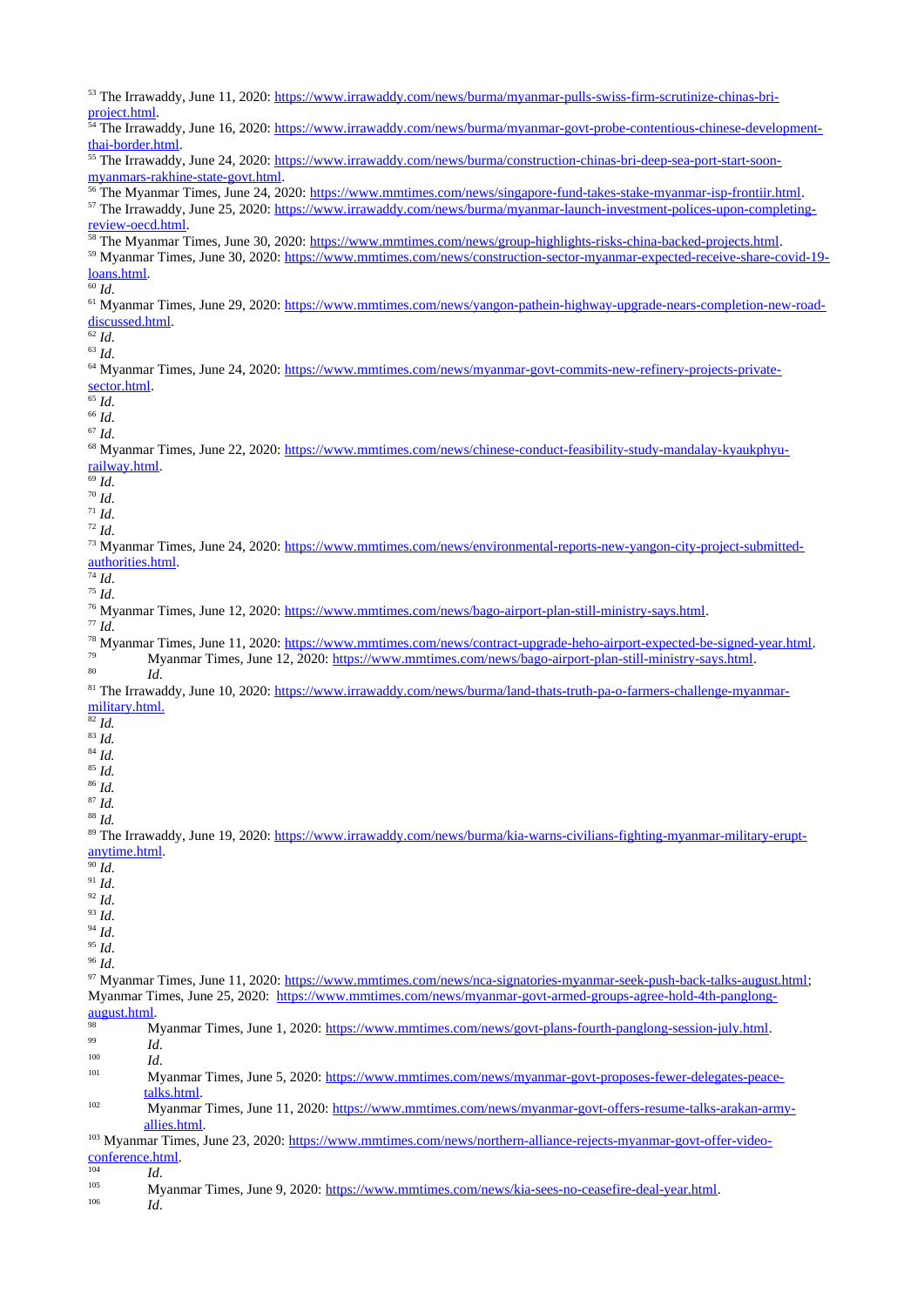[53] The Irrawaddy, June 11, 2020: https://www.irrawaddy.com/news/burma/myanmar-pulls-swiss-firm-scrutinize-chinas-bri-project.html.

[54] The Irrawaddy, June 16, 2020: https://www.irrawaddy.com/news/burma/myanmar-govt-probe-contentious-chinese-development-thai-border.html.

[55] The Irrawaddy, June 24, 2020: https://www.irrawaddy.com/news/burma/construction-chinas-bri-deep-sea-port-start-soon-myanmars-rakhine-state-govt.html.

[56] The Myanmar Times, June 24, 2020: https://www.mmtimes.com/news/singapore-fund-takes-stake-myanmar-isp-frontiir.html.

[57] The Irrawaddy, June 25, 2020: https://www.irrawaddy.com/news/burma/myanmar-launch-investment-polices-upon-completing-review-oecd.html.

[58] The Myanmar Times, June 30, 2020: https://www.mmtimes.com/news/group-highlights-risks-china-backed-projects.html.

[59] Myanmar Times, June 30, 2020: https://www.mmtimes.com/news/construction-sector-myanmar-expected-receive-share-covid-19-loans.html.

[60] *Id*.

[61] Myanmar Times, June 29, 2020: https://www.mmtimes.com/news/yangon-pathein-highway-upgrade-nears-completion-new-road-discussed.html.

[62] *Id*.

[63] *Id*.

[64] Myanmar Times, June 24, 2020: https://www.mmtimes.com/news/myanmar-govt-commits-new-refinery-projects-private-sector.html.

[65] *Id*.

[66] *Id*.

[67] *Id*.

[68] Myanmar Times, June 22, 2020: https://www.mmtimes.com/news/chinese-conduct-feasibility-study-mandalay-kyaukphyu-railway.html.

[69] *Id*.

[70] *Id*.

[71] *Id*.

[72] *Id*.

[73] Myanmar Times, June 24, 2020: https://www.mmtimes.com/news/environmental-reports-new-yangon-city-project-submitted-authorities.html.

[74] *Id*.

[75] *Id*.

[76] Myanmar Times, June 12, 2020: https://www.mmtimes.com/news/bago-airport-plan-still-ministry-says.html.

[77] *Id*.

[78] Myanmar Times, June 11, 2020: https://www.mmtimes.com/news/contract-upgrade-heho-airport-expected-be-signed-year.html.

[79] Myanmar Times, June 12, 2020: https://www.mmtimes.com/news/bago-airport-plan-still-ministry-says.html.

[80] *Id*.

[81] The Irrawaddy, June 10, 2020: https://www.irrawaddy.com/news/burma/land-thats-truth-pa-o-farmers-challenge-myanmar-military.html.

[82] *Id.*

[83] *Id.*

[84] *Id.*

[85] *Id.*

[86] *Id.*

[87] *Id.*

[88] *Id.*

[89] The Irrawaddy, June 19, 2020: https://www.irrawaddy.com/news/burma/kia-warns-civilians-fighting-myanmar-military-erupt-anytime.html.

[90] *Id*.

[91] *Id*.

[92] *Id*.

[93] *Id*.

[94] *Id*.

[95] *Id*.

[96] *Id*.

[97] Myanmar Times, June 11, 2020: https://www.mmtimes.com/news/nca-signatories-myanmar-seek-push-back-talks-august.html; Myanmar Times, June 25, 2020: https://www.mmtimes.com/news/myanmar-govt-armed-groups-agree-hold-4th-panglong-august.html.

[98] Myanmar Times, June 1, 2020: https://www.mmtimes.com/news/govt-plans-fourth-panglong-session-july.html.

[99] *Id*.

[100] *Id*.

[101] Myanmar Times, June 5, 2020: https://www.mmtimes.com/news/myanmar-govt-proposes-fewer-delegates-peace-talks.html.

[102] Myanmar Times, June 11, 2020: https://www.mmtimes.com/news/myanmar-govt-offers-resume-talks-arakan-army-allies.html.

[103] Myanmar Times, June 23, 2020: https://www.mmtimes.com/news/northern-alliance-rejects-myanmar-govt-offer-video-conference.html.

[104] *Id*.

[105] Myanmar Times, June 9, 2020: https://www.mmtimes.com/news/kia-sees-no-ceasefire-deal-year.html.

[106] *Id*.